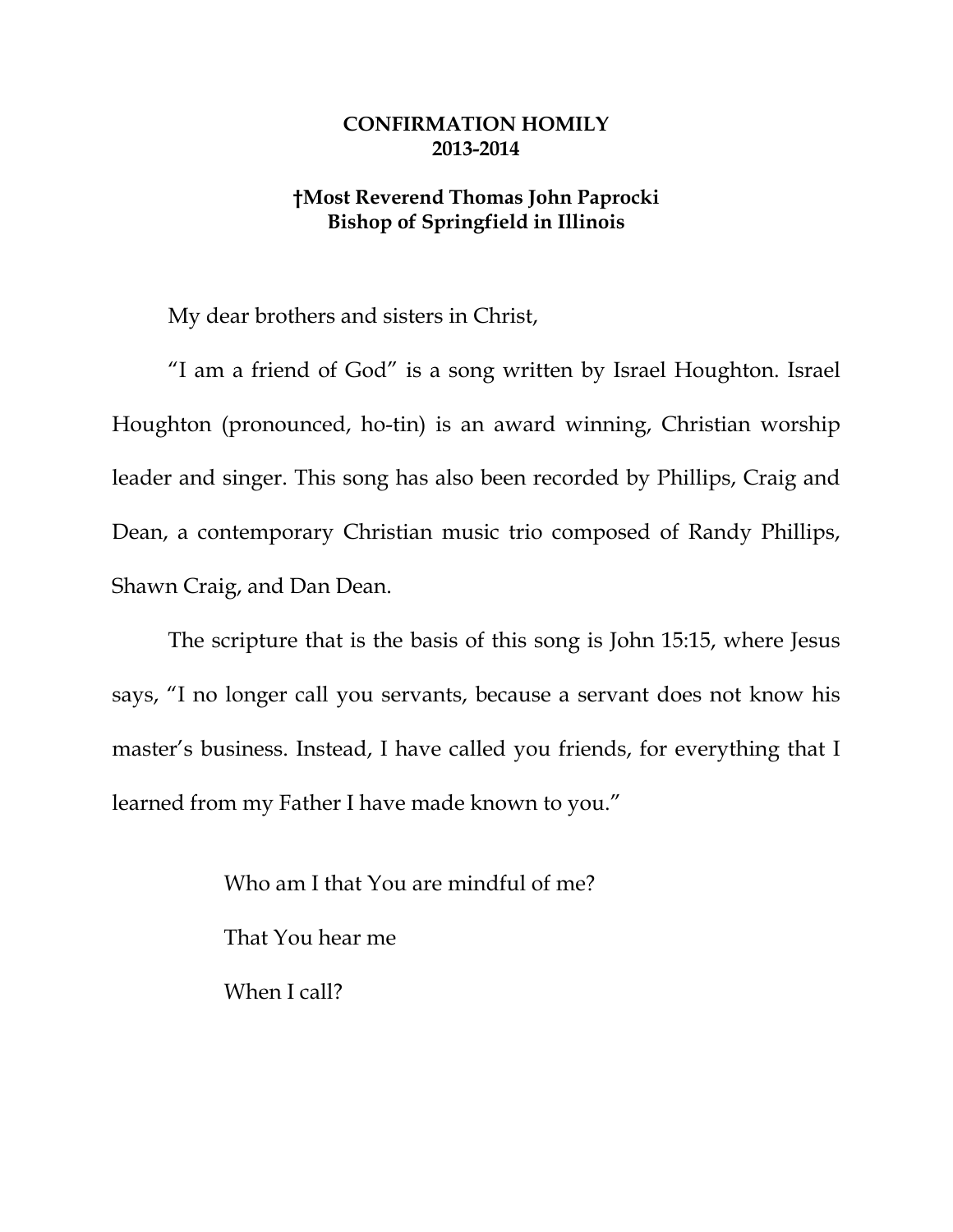# CONFIRMATION HOMILY
## 2013-2014

**†Most Reverend Thomas John Paprocki**
**Bishop of Springfield in Illinois**

My dear brothers and sisters in Christ,

"I am a friend of God" is a song written by Israel Houghton. Israel Houghton (pronounced, ho-tin) is an award winning, Christian worship leader and singer. This song has also been recorded by Phillips, Craig and Dean, a contemporary Christian music trio composed of Randy Phillips, Shawn Craig, and Dan Dean.

The scripture that is the basis of this song is John 15:15, where Jesus says, "I no longer call you servants, because a servant does not know his master's business. Instead, I have called you friends, for everything that I learned from my Father I have made known to you."

> Who am I that You are mindful of me?
>
> That You hear me
>
> When I call?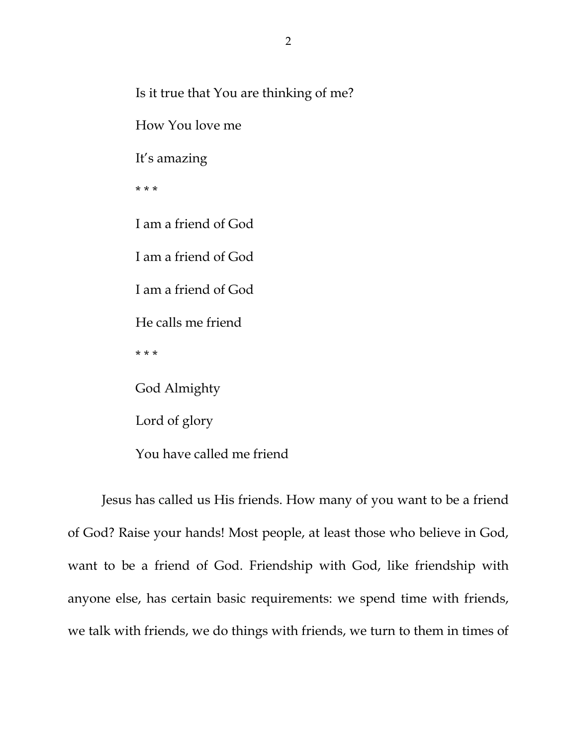Is it true that You are thinking of me?

How You love me

It's amazing

* * *

I am a friend of God

I am a friend of God

I am a friend of God

He calls me friend

* * *

God Almighty

Lord of glory

You have called me friend

Jesus has called us His friends. How many of you want to be a friend of God? Raise your hands! Most people, at least those who believe in God, want to be a friend of God. Friendship with God, like friendship with anyone else, has certain basic requirements: we spend time with friends, we talk with friends, we do things with friends, we turn to them in times of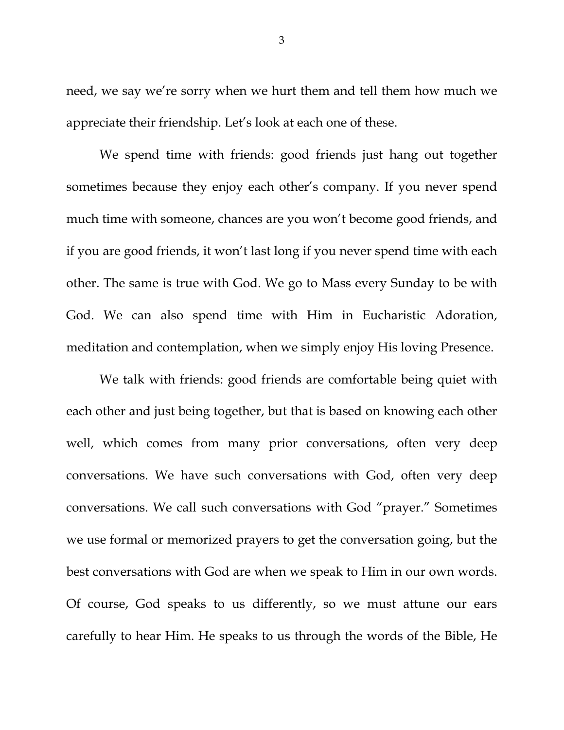need, we say we're sorry when we hurt them and tell them how much we appreciate their friendship. Let's look at each one of these.

We spend time with friends: good friends just hang out together sometimes because they enjoy each other's company. If you never spend much time with someone, chances are you won't become good friends, and if you are good friends, it won't last long if you never spend time with each other. The same is true with God. We go to Mass every Sunday to be with God. We can also spend time with Him in Eucharistic Adoration, meditation and contemplation, when we simply enjoy His loving Presence.

We talk with friends: good friends are comfortable being quiet with each other and just being together, but that is based on knowing each other well, which comes from many prior conversations, often very deep conversations. We have such conversations with God, often very deep conversations. We call such conversations with God "prayer." Sometimes we use formal or memorized prayers to get the conversation going, but the best conversations with God are when we speak to Him in our own words. Of course, God speaks to us differently, so we must attune our ears carefully to hear Him. He speaks to us through the words of the Bible, He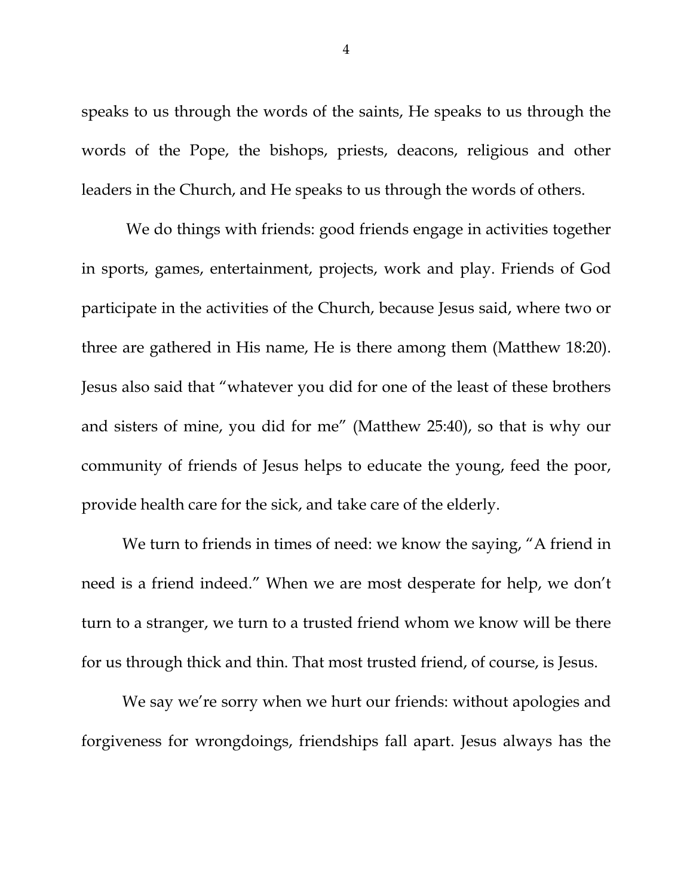speaks to us through the words of the saints, He speaks to us through the words of the Pope, the bishops, priests, deacons, religious and other leaders in the Church, and He speaks to us through the words of others.

We do things with friends: good friends engage in activities together in sports, games, entertainment, projects, work and play. Friends of God participate in the activities of the Church, because Jesus said, where two or three are gathered in His name, He is there among them (Matthew 18:20). Jesus also said that "whatever you did for one of the least of these brothers and sisters of mine, you did for me" (Matthew 25:40), so that is why our community of friends of Jesus helps to educate the young, feed the poor, provide health care for the sick, and take care of the elderly.

We turn to friends in times of need: we know the saying, "A friend in need is a friend indeed." When we are most desperate for help, we don't turn to a stranger, we turn to a trusted friend whom we know will be there for us through thick and thin. That most trusted friend, of course, is Jesus.

We say we're sorry when we hurt our friends: without apologies and forgiveness for wrongdoings, friendships fall apart. Jesus always has the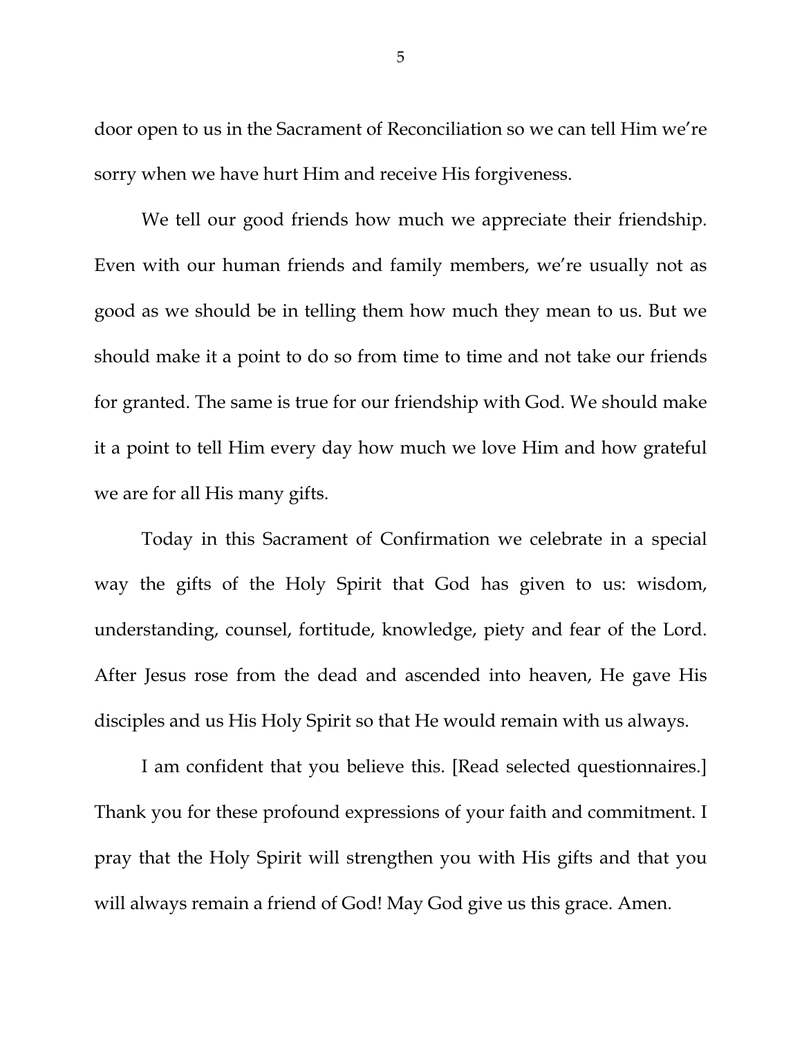door open to us in the Sacrament of Reconciliation so we can tell Him we're sorry when we have hurt Him and receive His forgiveness.

We tell our good friends how much we appreciate their friendship. Even with our human friends and family members, we're usually not as good as we should be in telling them how much they mean to us. But we should make it a point to do so from time to time and not take our friends for granted. The same is true for our friendship with God. We should make it a point to tell Him every day how much we love Him and how grateful we are for all His many gifts.

Today in this Sacrament of Confirmation we celebrate in a special way the gifts of the Holy Spirit that God has given to us: wisdom, understanding, counsel, fortitude, knowledge, piety and fear of the Lord. After Jesus rose from the dead and ascended into heaven, He gave His disciples and us His Holy Spirit so that He would remain with us always.

I am confident that you believe this. [Read selected questionnaires.] Thank you for these profound expressions of your faith and commitment. I pray that the Holy Spirit will strengthen you with His gifts and that you will always remain a friend of God! May God give us this grace. Amen.